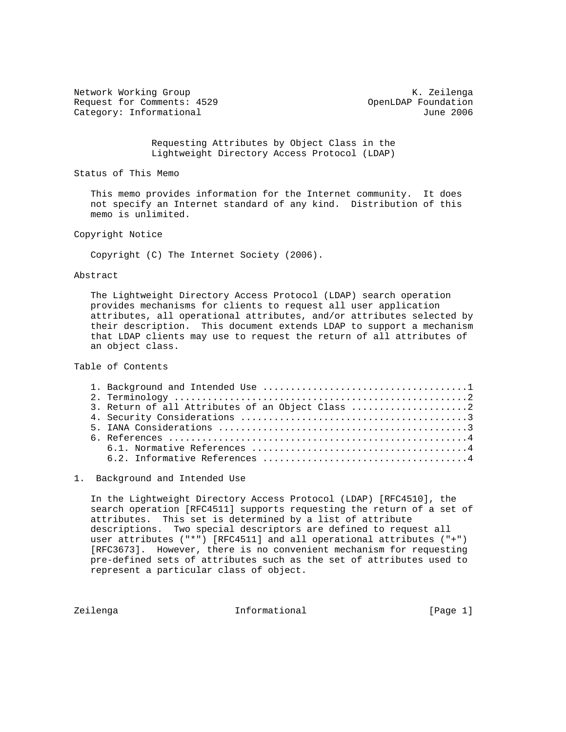Network Working Group K. Zeilenga
Request for Comments: 4529 OpenLDAP Foundation
Category: Informational June 2006

# Requesting Attributes by Object Class in the Lightweight Directory Access Protocol (LDAP)

## Status of This Memo

This memo provides information for the Internet community. It does not specify an Internet standard of any kind. Distribution of this memo is unlimited.

## Copyright Notice

Copyright (C) The Internet Society (2006).

## Abstract

The Lightweight Directory Access Protocol (LDAP) search operation provides mechanisms for clients to request all user application attributes, all operational attributes, and/or attributes selected by their description. This document extends LDAP to support a mechanism that LDAP clients may use to request the return of all attributes of an object class.

## Table of Contents

1. Background and Intended Use ....................................1
2. Terminology ....................................................2
3. Return of all Attributes of an Object Class ....................2
4. Security Considerations ........................................3
5. IANA Considerations ............................................3
6. References .....................................................4
   6.1. Normative References ......................................4
   6.2. Informative References ....................................4

## 1. Background and Intended Use

In the Lightweight Directory Access Protocol (LDAP) [RFC4510], the search operation [RFC4511] supports requesting the return of a set of attributes. This set is determined by a list of attribute descriptions. Two special descriptors are defined to request all user attributes ("*") [RFC4511] and all operational attributes ("+") [RFC3673]. However, there is no convenient mechanism for requesting pre-defined sets of attributes such as the set of attributes used to represent a particular class of object.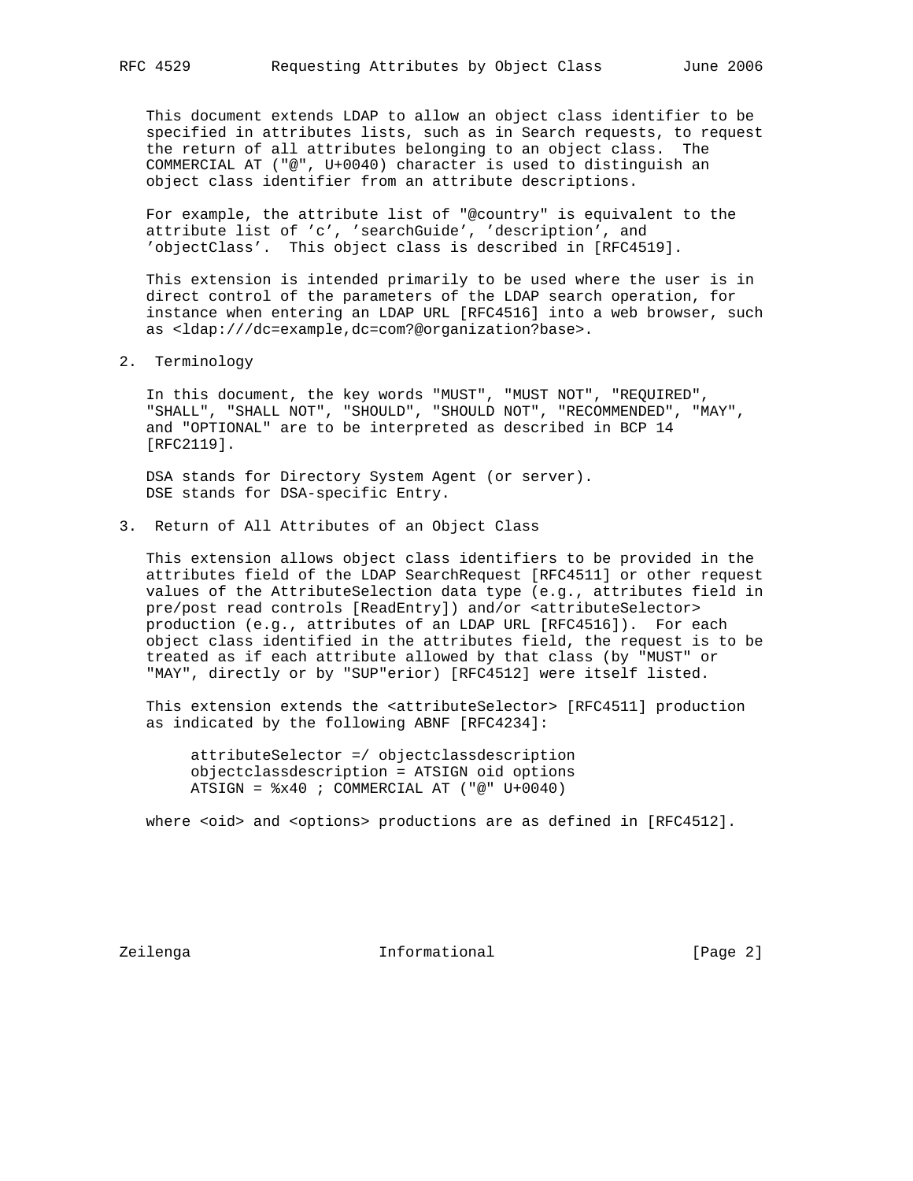This document extends LDAP to allow an object class identifier to be specified in attributes lists, such as in Search requests, to request the return of all attributes belonging to an object class. The COMMERCIAL AT ("@", U+0040) character is used to distinguish an object class identifier from an attribute descriptions.

For example, the attribute list of "@country" is equivalent to the attribute list of 'c', 'searchGuide', 'description', and 'objectClass'. This object class is described in [RFC4519].

This extension is intended primarily to be used where the user is in direct control of the parameters of the LDAP search operation, for instance when entering an LDAP URL [RFC4516] into a web browser, such as <ldap:///dc=example,dc=com?@organization?base>.

## 2. Terminology

In this document, the key words "MUST", "MUST NOT", "REQUIRED", "SHALL", "SHALL NOT", "SHOULD", "SHOULD NOT", "RECOMMENDED", "MAY", and "OPTIONAL" are to be interpreted as described in BCP 14 [RFC2119].

DSA stands for Directory System Agent (or server).
DSE stands for DSA-specific Entry.

## 3. Return of All Attributes of an Object Class

This extension allows object class identifiers to be provided in the attributes field of the LDAP SearchRequest [RFC4511] or other request values of the AttributeSelection data type (e.g., attributes field in pre/post read controls [ReadEntry]) and/or <attributeSelector> production (e.g., attributes of an LDAP URL [RFC4516]). For each object class identified in the attributes field, the request is to be treated as if each attribute allowed by that class (by "MUST" or "MAY", directly or by "SUP"erior) [RFC4512] were itself listed.

This extension extends the <attributeSelector> [RFC4511] production as indicated by the following ABNF [RFC4234]:

```
attributeSelector =/ objectclassdescription
objectclassdescription = ATSIGN oid options
ATSIGN = %x40 ; COMMERCIAL AT ("@" U+0040)
```

where <oid> and <options> productions are as defined in [RFC4512].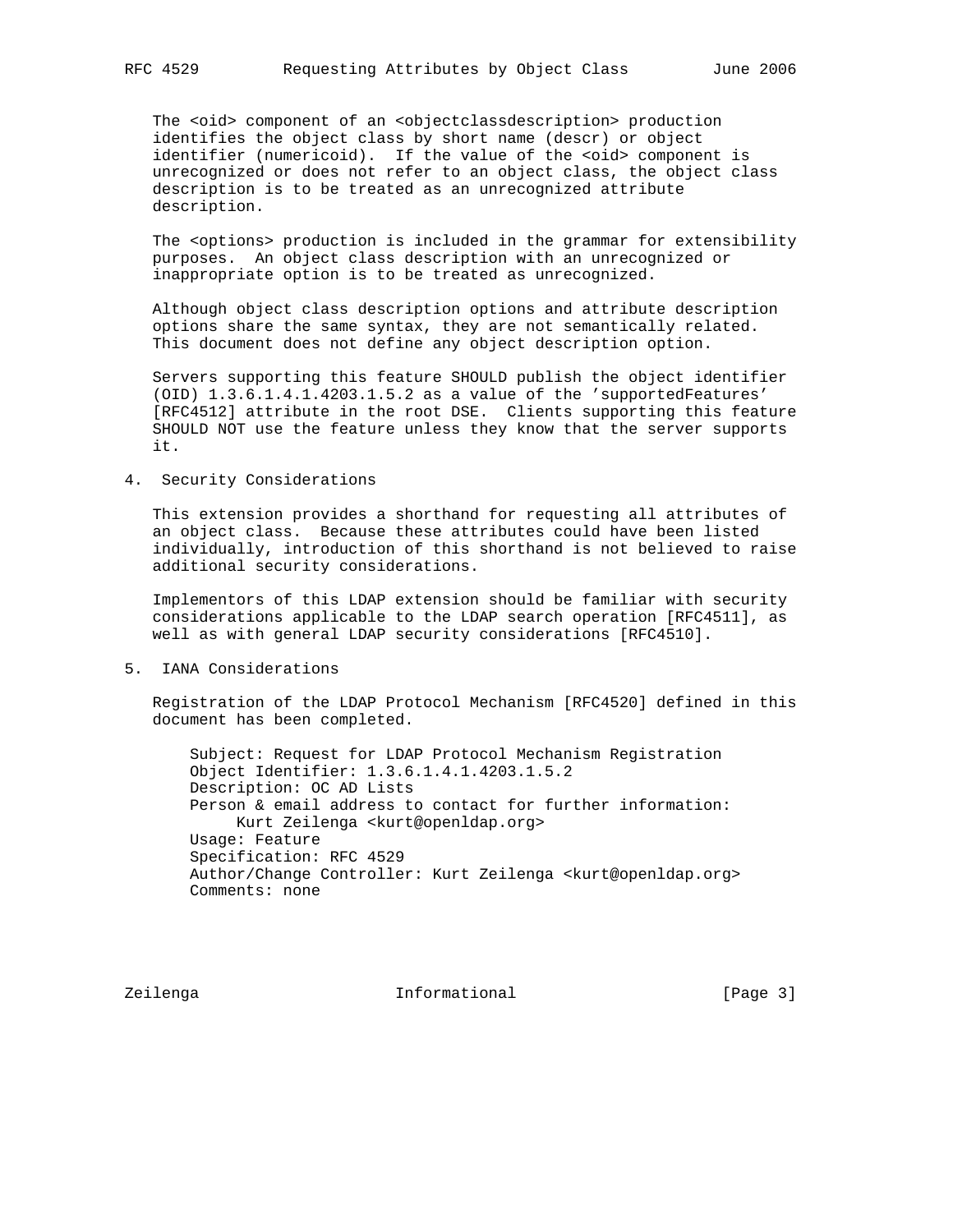The <oid> component of an <objectclassdescription> production identifies the object class by short name (descr) or object identifier (numericoid). If the value of the <oid> component is unrecognized or does not refer to an object class, the object class description is to be treated as an unrecognized attribute description.

The <options> production is included in the grammar for extensibility purposes. An object class description with an unrecognized or inappropriate option is to be treated as unrecognized.

Although object class description options and attribute description options share the same syntax, they are not semantically related. This document does not define any object description option.

Servers supporting this feature SHOULD publish the object identifier (OID) 1.3.6.1.4.1.4203.1.5.2 as a value of the 'supportedFeatures' [RFC4512] attribute in the root DSE. Clients supporting this feature SHOULD NOT use the feature unless they know that the server supports it.

## 4. Security Considerations

This extension provides a shorthand for requesting all attributes of an object class. Because these attributes could have been listed individually, introduction of this shorthand is not believed to raise additional security considerations.

Implementors of this LDAP extension should be familiar with security considerations applicable to the LDAP search operation [RFC4511], as well as with general LDAP security considerations [RFC4510].

## 5. IANA Considerations

Registration of the LDAP Protocol Mechanism [RFC4520] defined in this document has been completed.

```
Subject: Request for LDAP Protocol Mechanism Registration
Object Identifier: 1.3.6.1.4.1.4203.1.5.2
Description: OC AD Lists
Person & email address to contact for further information:
     Kurt Zeilenga <kurt@openldap.org>
Usage: Feature
Specification: RFC 4529
Author/Change Controller: Kurt Zeilenga <kurt@openldap.org>
Comments: none
```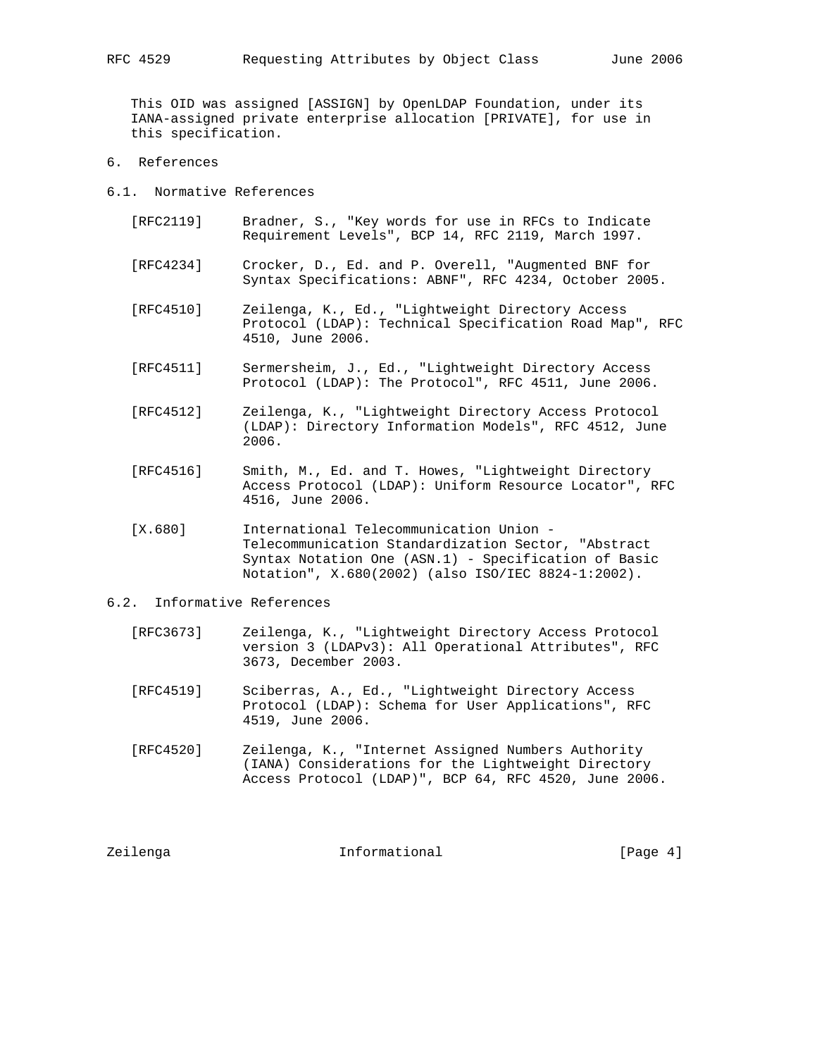This OID was assigned [ASSIGN] by OpenLDAP Foundation, under its IANA-assigned private enterprise allocation [PRIVATE], for use in this specification.

## 6. References

### 6.1. Normative References

[RFC2119] Bradner, S., "Key words for use in RFCs to Indicate Requirement Levels", BCP 14, RFC 2119, March 1997.

[RFC4234] Crocker, D., Ed. and P. Overell, "Augmented BNF for Syntax Specifications: ABNF", RFC 4234, October 2005.

[RFC4510] Zeilenga, K., Ed., "Lightweight Directory Access Protocol (LDAP): Technical Specification Road Map", RFC 4510, June 2006.

[RFC4511] Sermersheim, J., Ed., "Lightweight Directory Access Protocol (LDAP): The Protocol", RFC 4511, June 2006.

[RFC4512] Zeilenga, K., "Lightweight Directory Access Protocol (LDAP): Directory Information Models", RFC 4512, June 2006.

[RFC4516] Smith, M., Ed. and T. Howes, "Lightweight Directory Access Protocol (LDAP): Uniform Resource Locator", RFC 4516, June 2006.

[X.680] International Telecommunication Union - Telecommunication Standardization Sector, "Abstract Syntax Notation One (ASN.1) - Specification of Basic Notation", X.680(2002) (also ISO/IEC 8824-1:2002).

### 6.2. Informative References

[RFC3673] Zeilenga, K., "Lightweight Directory Access Protocol version 3 (LDAPv3): All Operational Attributes", RFC 3673, December 2003.

[RFC4519] Sciberras, A., Ed., "Lightweight Directory Access Protocol (LDAP): Schema for User Applications", RFC 4519, June 2006.

[RFC4520] Zeilenga, K., "Internet Assigned Numbers Authority (IANA) Considerations for the Lightweight Directory Access Protocol (LDAP)", BCP 64, RFC 4520, June 2006.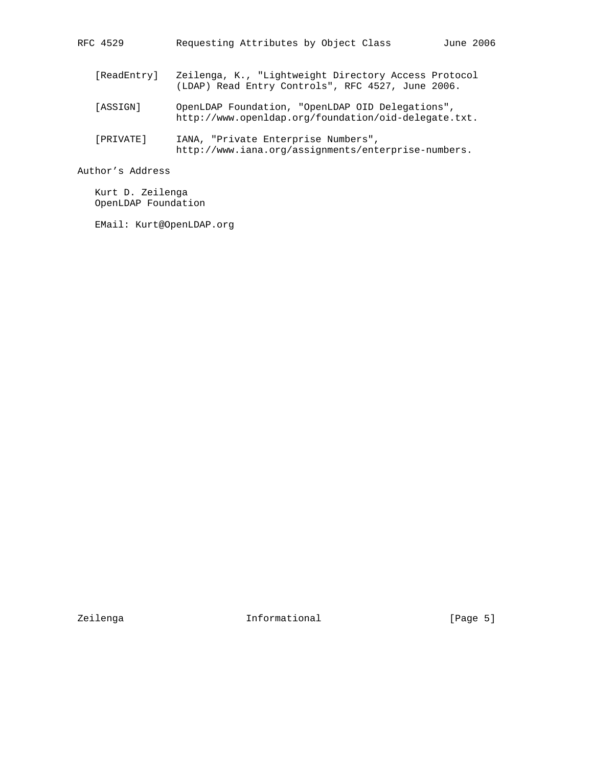[ReadEntry] Zeilenga, K., "Lightweight Directory Access Protocol (LDAP) Read Entry Controls", RFC 4527, June 2006.

[ASSIGN] OpenLDAP Foundation, "OpenLDAP OID Delegations", http://www.openldap.org/foundation/oid-delegate.txt.

[PRIVATE] IANA, "Private Enterprise Numbers", http://www.iana.org/assignments/enterprise-numbers.

## Author's Address

Kurt D. Zeilenga
OpenLDAP Foundation

EMail: Kurt@OpenLDAP.org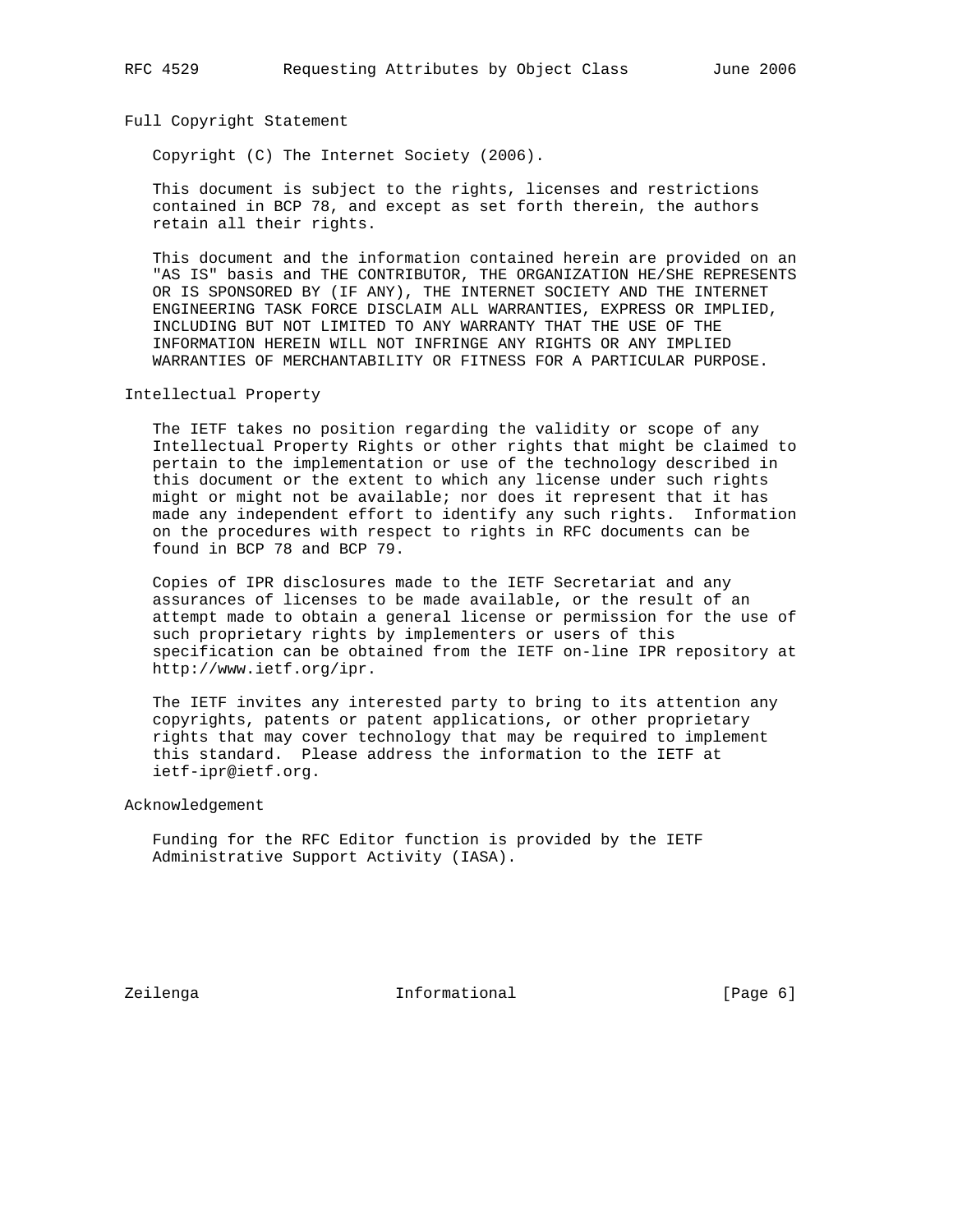## Full Copyright Statement

Copyright (C) The Internet Society (2006).

This document is subject to the rights, licenses and restrictions contained in BCP 78, and except as set forth therein, the authors retain all their rights.

This document and the information contained herein are provided on an "AS IS" basis and THE CONTRIBUTOR, THE ORGANIZATION HE/SHE REPRESENTS OR IS SPONSORED BY (IF ANY), THE INTERNET SOCIETY AND THE INTERNET ENGINEERING TASK FORCE DISCLAIM ALL WARRANTIES, EXPRESS OR IMPLIED, INCLUDING BUT NOT LIMITED TO ANY WARRANTY THAT THE USE OF THE INFORMATION HEREIN WILL NOT INFRINGE ANY RIGHTS OR ANY IMPLIED WARRANTIES OF MERCHANTABILITY OR FITNESS FOR A PARTICULAR PURPOSE.

## Intellectual Property

The IETF takes no position regarding the validity or scope of any Intellectual Property Rights or other rights that might be claimed to pertain to the implementation or use of the technology described in this document or the extent to which any license under such rights might or might not be available; nor does it represent that it has made any independent effort to identify any such rights. Information on the procedures with respect to rights in RFC documents can be found in BCP 78 and BCP 79.

Copies of IPR disclosures made to the IETF Secretariat and any assurances of licenses to be made available, or the result of an attempt made to obtain a general license or permission for the use of such proprietary rights by implementers or users of this specification can be obtained from the IETF on-line IPR repository at http://www.ietf.org/ipr.

The IETF invites any interested party to bring to its attention any copyrights, patents or patent applications, or other proprietary rights that may cover technology that may be required to implement this standard. Please address the information to the IETF at ietf-ipr@ietf.org.

## Acknowledgement

Funding for the RFC Editor function is provided by the IETF Administrative Support Activity (IASA).